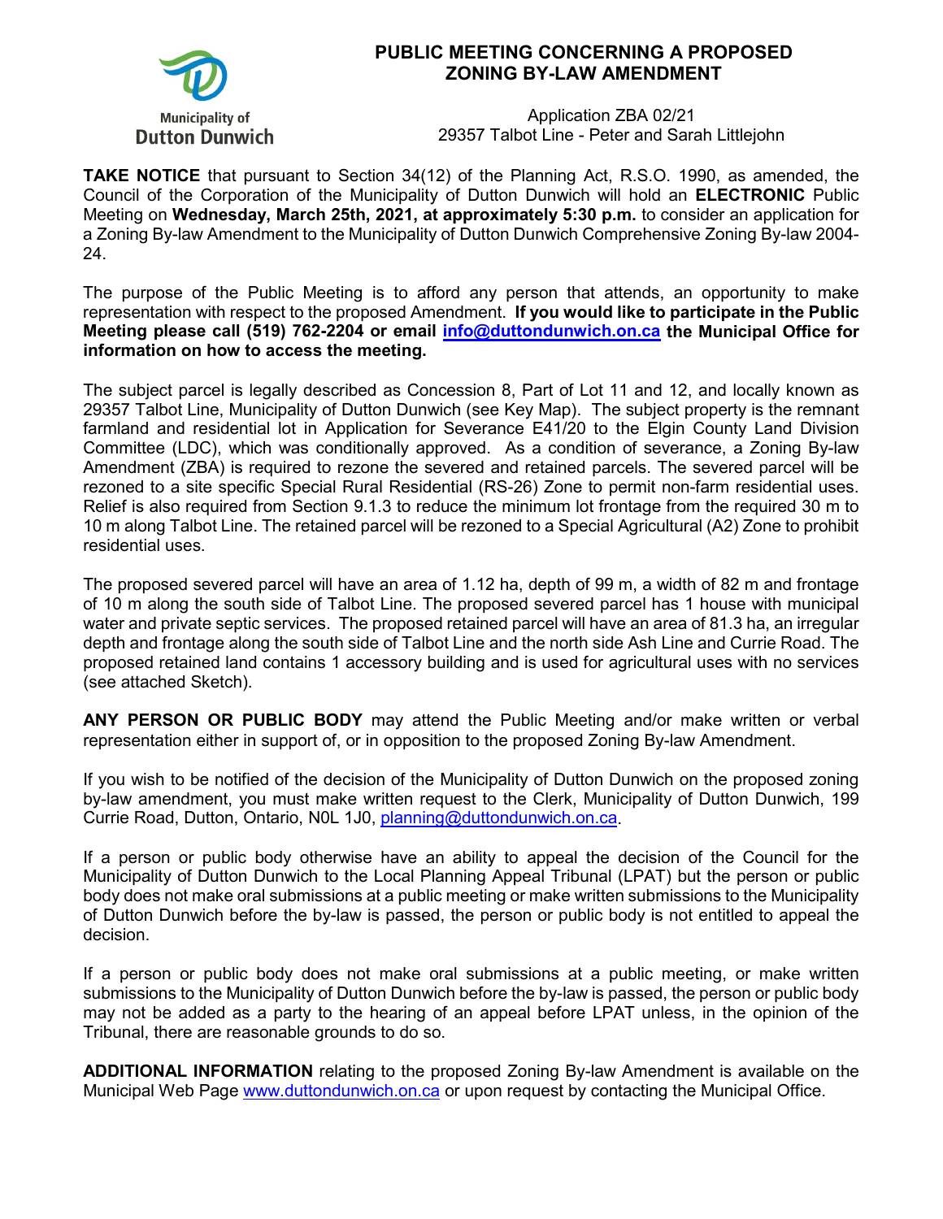Municipality of Dutton Dunwich

# PUBLIC MEETING CONCERNING A PROPOSED ZONING BY-LAW AMENDMENT

Application ZBA 02/21
29357 Talbot Line - Peter and Sarah Littlejohn

**TAKE NOTICE** that pursuant to Section 34(12) of the Planning Act, R.S.O. 1990, as amended, the Council of the Corporation of the Municipality of Dutton Dunwich will hold an **ELECTRONIC** Public Meeting on **Wednesday, March 25th, 2021, at approximately 5:30 p.m.** to consider an application for a Zoning By-law Amendment to the Municipality of Dutton Dunwich Comprehensive Zoning By-law 2004-24.

The purpose of the Public Meeting is to afford any person that attends, an opportunity to make representation with respect to the proposed Amendment. **If you would like to participate in the Public Meeting please call (519) 762-2204 or email [info@duttondunwich.on.ca](mailto:info@duttondunwich.on.ca) the Municipal Office for information on how to access the meeting.**

The subject parcel is legally described as Concession 8, Part of Lot 11 and 12, and locally known as 29357 Talbot Line, Municipality of Dutton Dunwich (see Key Map). The subject property is the remnant farmland and residential lot in Application for Severance E41/20 to the Elgin County Land Division Committee (LDC), which was conditionally approved. As a condition of severance, a Zoning By-law Amendment (ZBA) is required to rezone the severed and retained parcels. The severed parcel will be rezoned to a site specific Special Rural Residential (RS-26) Zone to permit non-farm residential uses. Relief is also required from Section 9.1.3 to reduce the minimum lot frontage from the required 30 m to 10 m along Talbot Line. The retained parcel will be rezoned to a Special Agricultural (A2) Zone to prohibit residential uses.

The proposed severed parcel will have an area of 1.12 ha, depth of 99 m, a width of 82 m and frontage of 10 m along the south side of Talbot Line. The proposed severed parcel has 1 house with municipal water and private septic services. The proposed retained parcel will have an area of 81.3 ha, an irregular depth and frontage along the south side of Talbot Line and the north side Ash Line and Currie Road. The proposed retained land contains 1 accessory building and is used for agricultural uses with no services (see attached Sketch).

**ANY PERSON OR PUBLIC BODY** may attend the Public Meeting and/or make written or verbal representation either in support of, or in opposition to the proposed Zoning By-law Amendment.

If you wish to be notified of the decision of the Municipality of Dutton Dunwich on the proposed zoning by-law amendment, you must make written request to the Clerk, Municipality of Dutton Dunwich, 199 Currie Road, Dutton, Ontario, N0L 1J0, [planning@duttondunwich.on.ca](mailto:planning@duttondunwich.on.ca).

If a person or public body otherwise have an ability to appeal the decision of the Council for the Municipality of Dutton Dunwich to the Local Planning Appeal Tribunal (LPAT) but the person or public body does not make oral submissions at a public meeting or make written submissions to the Municipality of Dutton Dunwich before the by-law is passed, the person or public body is not entitled to appeal the decision.

If a person or public body does not make oral submissions at a public meeting, or make written submissions to the Municipality of Dutton Dunwich before the by-law is passed, the person or public body may not be added as a party to the hearing of an appeal before LPAT unless, in the opinion of the Tribunal, there are reasonable grounds to do so.

**ADDITIONAL INFORMATION** relating to the proposed Zoning By-law Amendment is available on the Municipal Web Page [www.duttondunwich.on.ca](http://www.duttondunwich.on.ca) or upon request by contacting the Municipal Office.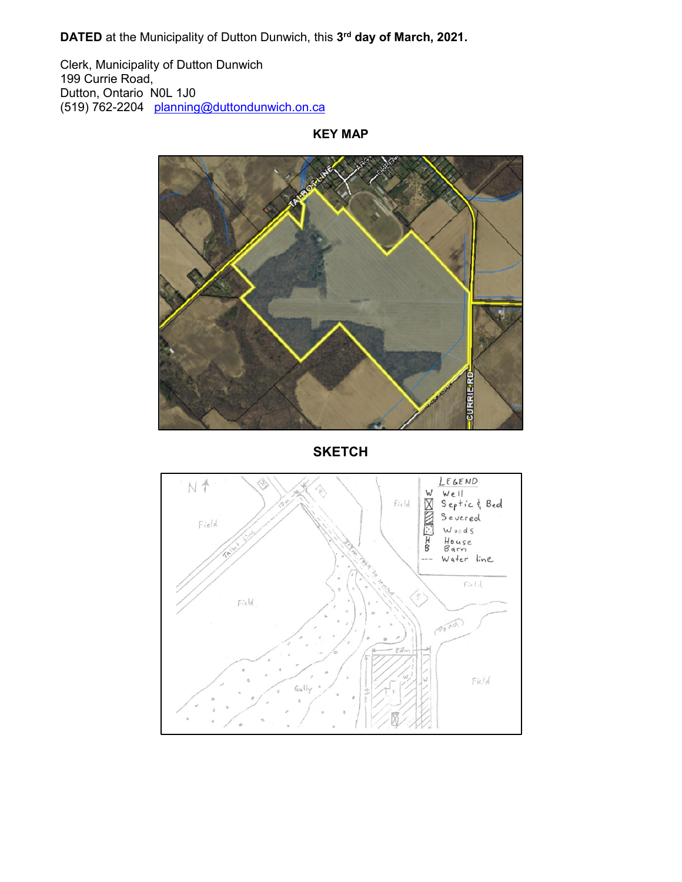**DATED** at the Municipality of Dutton Dunwich, this **3rd day of March, 2021.**

Clerk, Municipality of Dutton Dunwich
199 Currie Road,
Dutton, Ontario N0L 1J0
(519) 762-2204 planning@duttondunwich.on.ca

**KEY MAP**

TALBOT LINE
CURRIE RD

**SKETCH**

N
Field
Talbot Line
Field
Gully
Pond
Field
Field
Field
82m
LEGEND
W Well
Septic & Bed
Severed
Woods
H House
B Barn
--- Water line